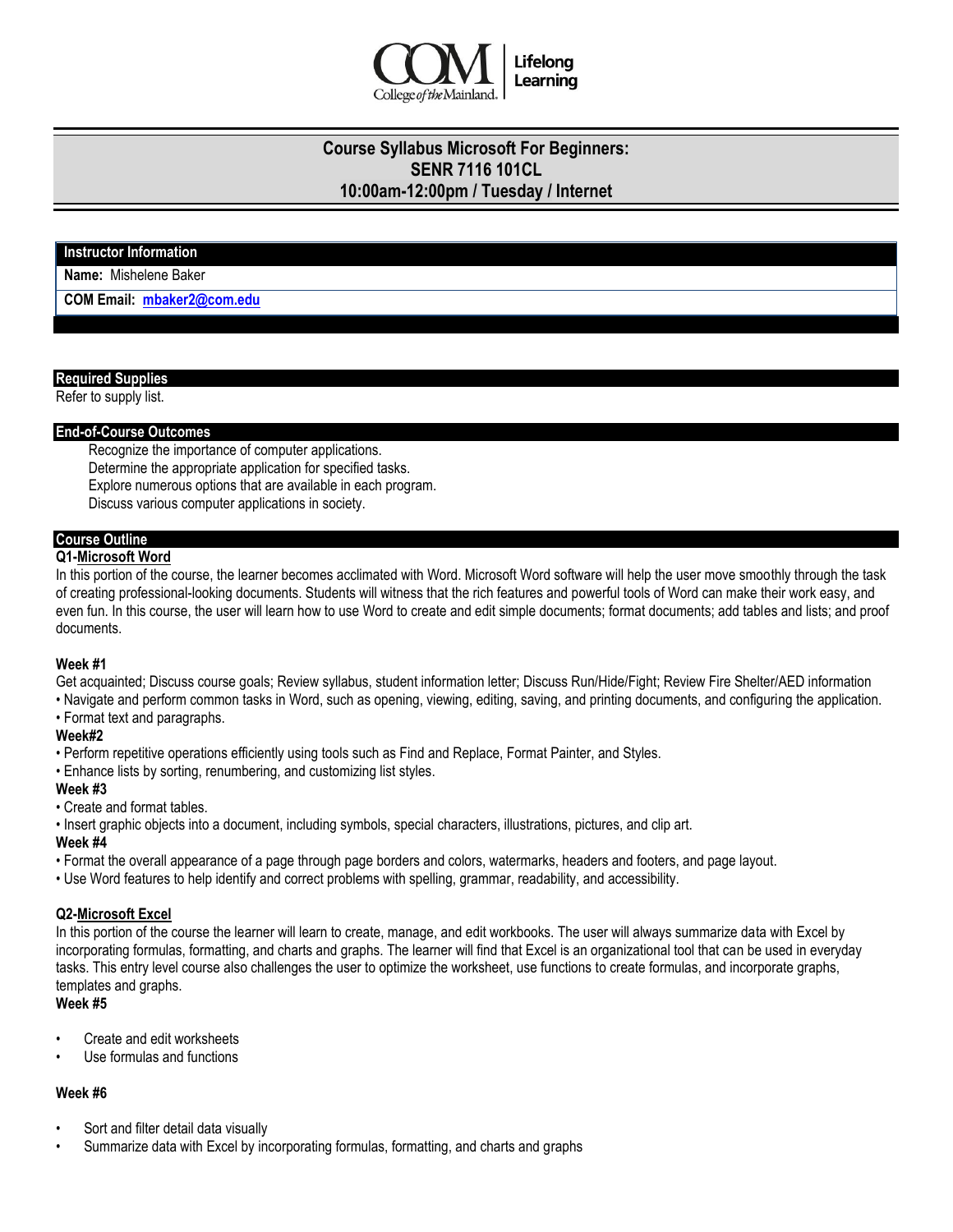# Course Syllabus Microsoft For Beginners:
# SENR 7116 101CL
# 10:00am-12:00pm / Tuesday / Internet

## Instructor Information

**Name:** Mishelene Baker

**COM Email:** **mbaker2@com.edu**

## Required Supplies

Refer to supply list.

## End-of-Course Outcomes

Recognize the importance of computer applications.
Determine the appropriate application for specified tasks.
Explore numerous options that are available in each program.
Discuss various computer applications in society.

## Course Outline

### Q1-Microsoft Word

In this portion of the course, the learner becomes acclimated with Word. Microsoft Word software will help the user move smoothly through the task of creating professional-looking documents. Students will witness that the rich features and powerful tools of Word can make their work easy, and even fun. In this course, the user will learn how to use Word to create and edit simple documents; format documents; add tables and lists; and proof documents.

**Week #1**

Get acquainted; Discuss course goals; Review syllabus, student information letter; Discuss Run/Hide/Fight; Review Fire Shelter/AED information

- Navigate and perform common tasks in Word, such as opening, viewing, editing, saving, and printing documents, and configuring the application.
- Format text and paragraphs.

**Week#2**

- Perform repetitive operations efficiently using tools such as Find and Replace, Format Painter, and Styles.
- Enhance lists by sorting, renumbering, and customizing list styles.

**Week #3**

- Create and format tables.
- Insert graphic objects into a document, including symbols, special characters, illustrations, pictures, and clip art.

**Week #4**

- Format the overall appearance of a page through page borders and colors, watermarks, headers and footers, and page layout.
- Use Word features to help identify and correct problems with spelling, grammar, readability, and accessibility.

### Q2-Microsoft Excel

In this portion of the course the learner will learn to create, manage, and edit workbooks. The user will always summarize data with Excel by incorporating formulas, formatting, and charts and graphs. The learner will find that Excel is an organizational tool that can be used in everyday tasks. This entry level course also challenges the user to optimize the worksheet, use functions to create formulas, and incorporate graphs, templates and graphs.

**Week #5**

- Create and edit worksheets
- Use formulas and functions

**Week #6**

- Sort and filter detail data visually
- Summarize data with Excel by incorporating formulas, formatting, and charts and graphs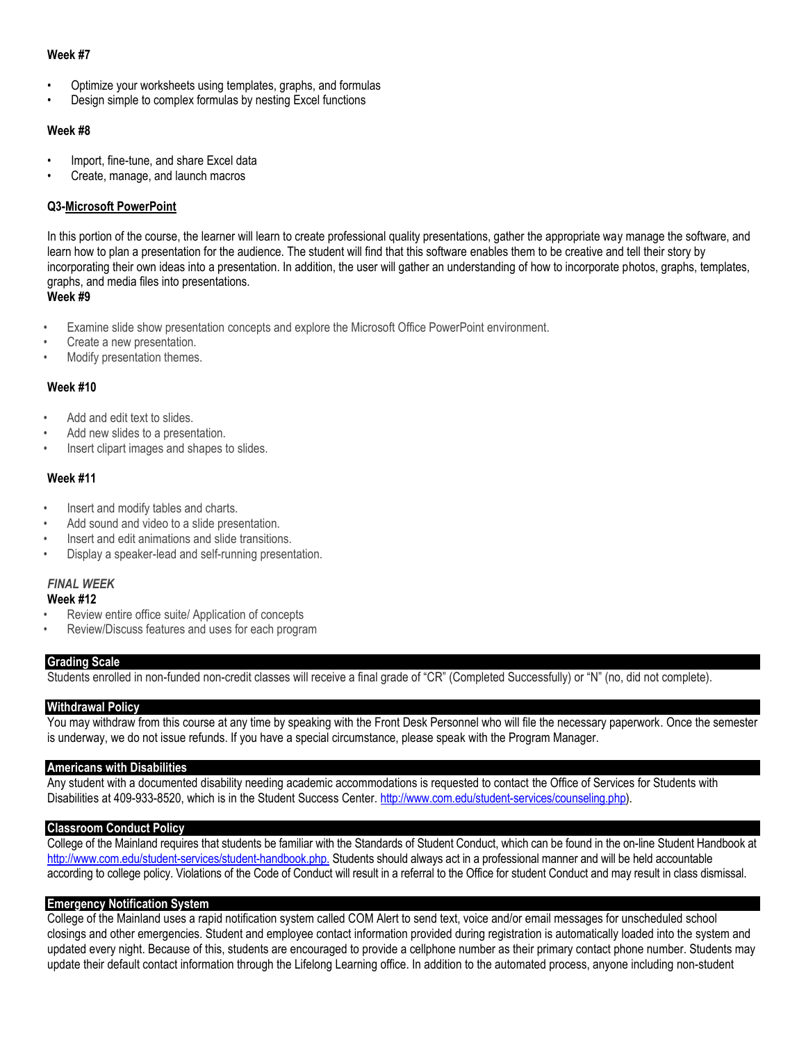**Week #7**

- Optimize your worksheets using templates, graphs, and formulas
- Design simple to complex formulas by nesting Excel functions

**Week #8**

- Import, fine-tune, and share Excel data
- Create, manage, and launch macros

**Q3-Microsoft PowerPoint**

In this portion of the course, the learner will learn to create professional quality presentations, gather the appropriate way manage the software, and learn how to plan a presentation for the audience. The student will find that this software enables them to be creative and tell their story by incorporating their own ideas into a presentation. In addition, the user will gather an understanding of how to incorporate photos, graphs, templates, graphs, and media files into presentations.

**Week #9**

- Examine slide show presentation concepts and explore the Microsoft Office PowerPoint environment.
- Create a new presentation.
- Modify presentation themes.

**Week #10**

- Add and edit text to slides.
- Add new slides to a presentation.
- Insert clipart images and shapes to slides.

**Week #11**

- Insert and modify tables and charts.
- Add sound and video to a slide presentation.
- Insert and edit animations and slide transitions.
- Display a speaker-lead and self-running presentation.

***FINAL WEEK***

**Week #12**

- Review entire office suite/ Application of concepts
- Review/Discuss features and uses for each program

## Grading Scale

Students enrolled in non-funded non-credit classes will receive a final grade of "CR" (Completed Successfully) or "N" (no, did not complete).

## Withdrawal Policy

You may withdraw from this course at any time by speaking with the Front Desk Personnel who will file the necessary paperwork. Once the semester is underway, we do not issue refunds. If you have a special circumstance, please speak with the Program Manager.

## Americans with Disabilities

Any student with a documented disability needing academic accommodations is requested to contact the Office of Services for Students with Disabilities at 409-933-8520, which is in the Student Success Center. http://www.com.edu/student-services/counseling.php).

## Classroom Conduct Policy

College of the Mainland requires that students be familiar with the Standards of Student Conduct, which can be found in the on-line Student Handbook at http://www.com.edu/student-services/student-handbook.php. Students should always act in a professional manner and will be held accountable according to college policy. Violations of the Code of Conduct will result in a referral to the Office for student Conduct and may result in class dismissal.

## Emergency Notification System

College of the Mainland uses a rapid notification system called COM Alert to send text, voice and/or email messages for unscheduled school closings and other emergencies. Student and employee contact information provided during registration is automatically loaded into the system and updated every night. Because of this, students are encouraged to provide a cellphone number as their primary contact phone number. Students may update their default contact information through the Lifelong Learning office. In addition to the automated process, anyone including non-student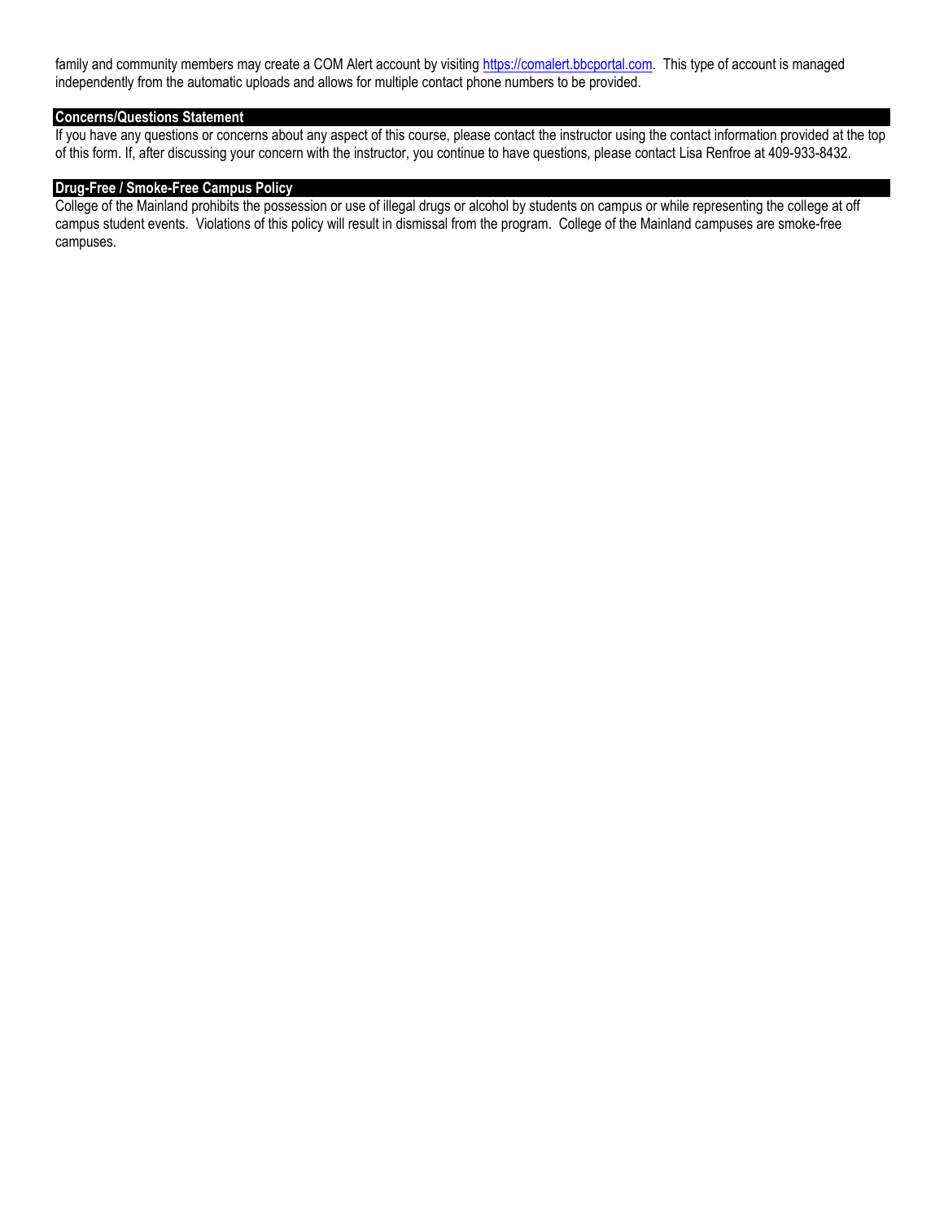family and community members may create a COM Alert account by visiting https://comalert.bbcportal.com. This type of account is managed independently from the automatic uploads and allows for multiple contact phone numbers to be provided.

### Concerns/Questions Statement

If you have any questions or concerns about any aspect of this course, please contact the instructor using the contact information provided at the top of this form. If, after discussing your concern with the instructor, you continue to have questions, please contact Lisa Renfroe at 409-933-8432.

### Drug-Free / Smoke-Free Campus Policy

College of the Mainland prohibits the possession or use of illegal drugs or alcohol by students on campus or while representing the college at off campus student events. Violations of this policy will result in dismissal from the program. College of the Mainland campuses are smoke-free campuses.